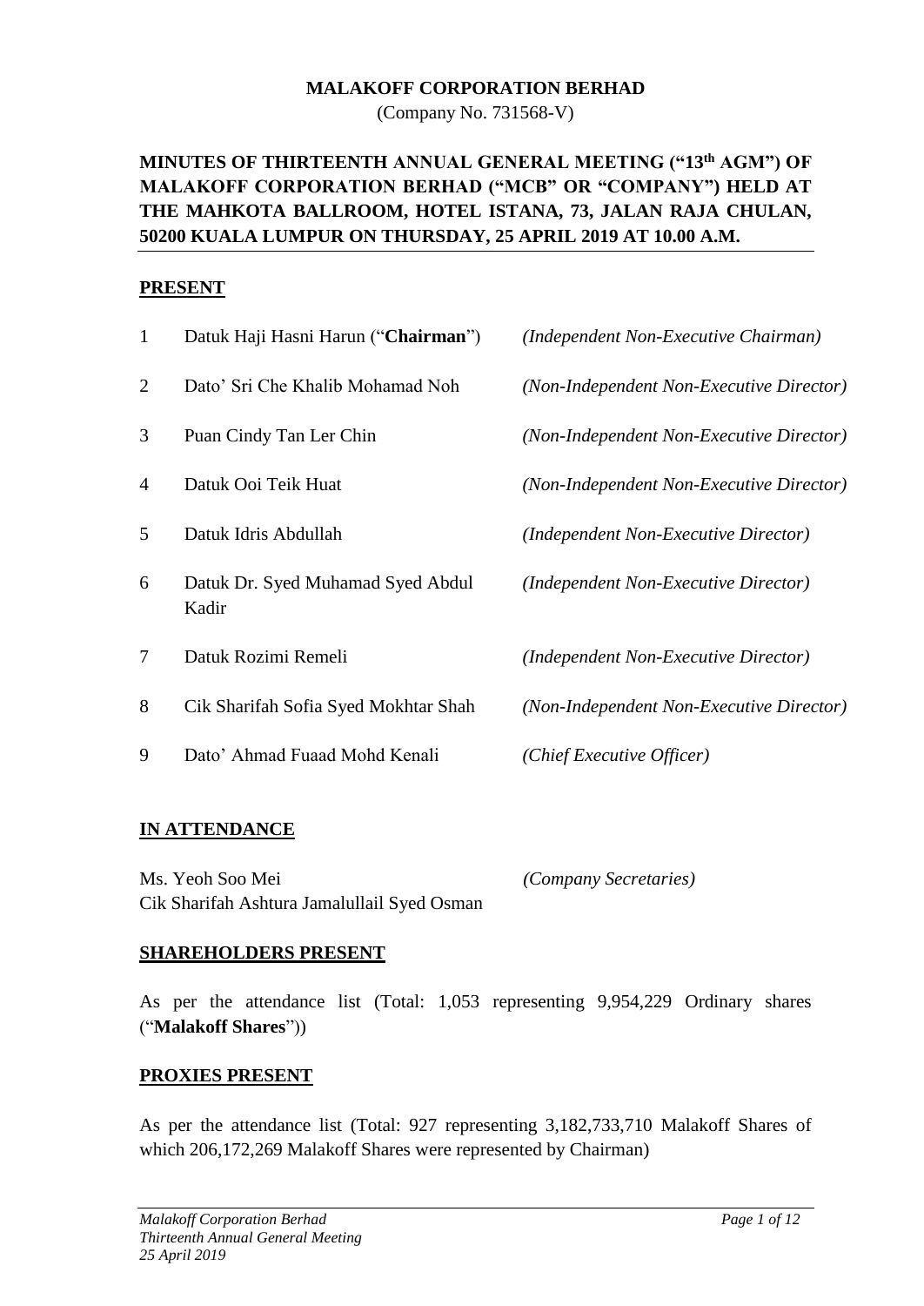**MALAKOFF CORPORATION BERHAD**
(Company No. 731568-V)

# MINUTES OF THIRTEENTH ANNUAL GENERAL MEETING ("13th AGM") OF MALAKOFF CORPORATION BERHAD ("MCB" OR "COMPANY") HELD AT THE MAHKOTA BALLROOM, HOTEL ISTANA, 73, JALAN RAJA CHULAN, 50200 KUALA LUMPUR ON THURSDAY, 25 APRIL 2019 AT 10.00 A.M.

## PRESENT

| | | |
|---|---|---|
| 1 | Datuk Haji Hasni Harun ("**Chairman**") | *(Independent Non-Executive Chairman)* |
| 2 | Dato' Sri Che Khalib Mohamad Noh | *(Non-Independent Non-Executive Director)* |
| 3 | Puan Cindy Tan Ler Chin | *(Non-Independent Non-Executive Director)* |
| 4 | Datuk Ooi Teik Huat | *(Non-Independent Non-Executive Director)* |
| 5 | Datuk Idris Abdullah | *(Independent Non-Executive Director)* |
| 6 | Datuk Dr. Syed Muhamad Syed Abdul Kadir | *(Independent Non-Executive Director)* |
| 7 | Datuk Rozimi Remeli | *(Independent Non-Executive Director)* |
| 8 | Cik Sharifah Sofia Syed Mokhtar Shah | *(Non-Independent Non-Executive Director)* |
| 9 | Dato' Ahmad Fuaad Mohd Kenali | *(Chief Executive Officer)* |

## IN ATTENDANCE

Ms. Yeoh Soo Mei
Cik Sharifah Ashtura Jamalullail Syed Osman
*(Company Secretaries)*

## SHAREHOLDERS PRESENT

As per the attendance list (Total: 1,053 representing 9,954,229 Ordinary shares ("**Malakoff Shares**"))

## PROXIES PRESENT

As per the attendance list (Total: 927 representing 3,182,733,710 Malakoff Shares of which 206,172,269 Malakoff Shares were represented by Chairman)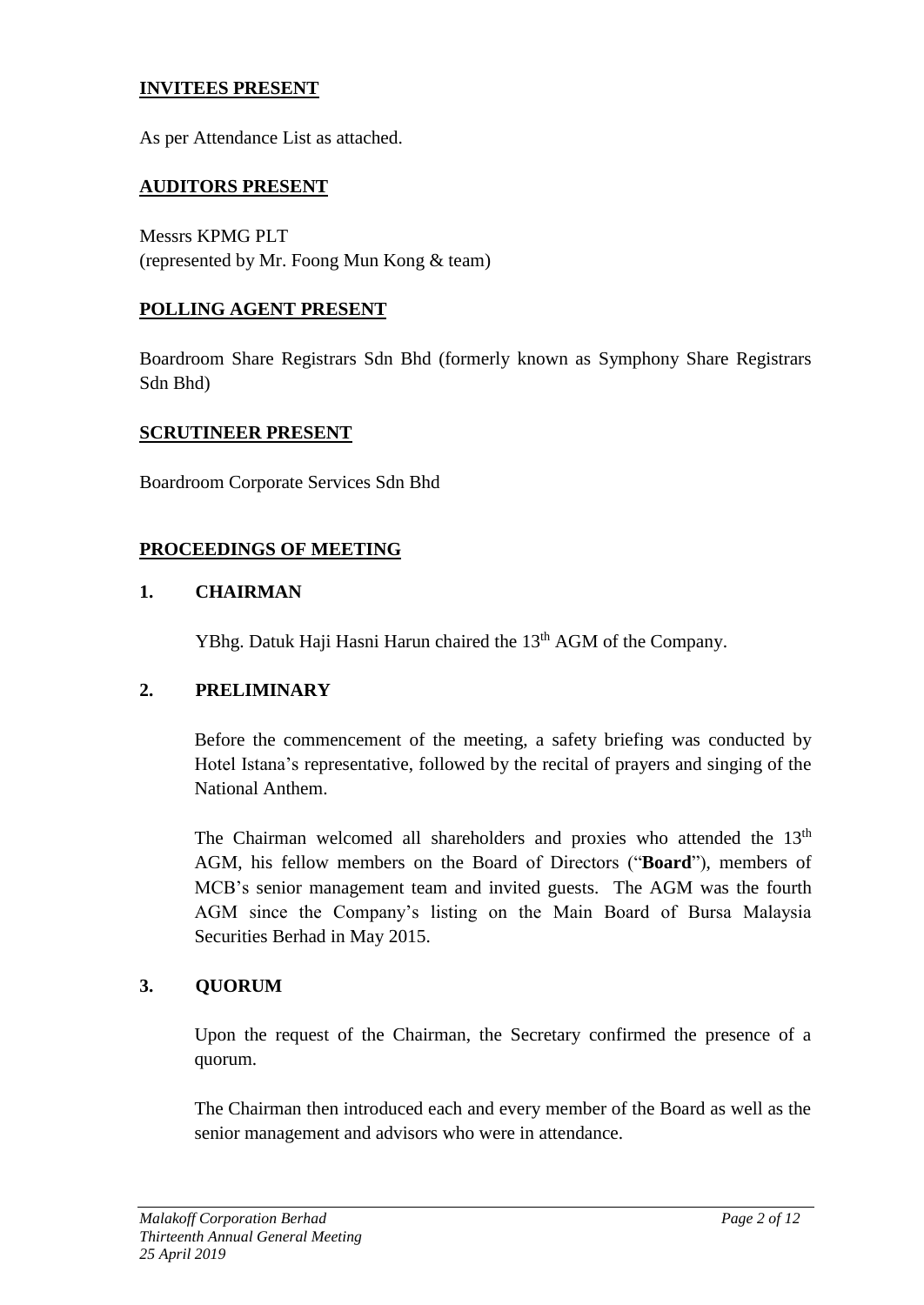## INVITEES PRESENT

As per Attendance List as attached.

## AUDITORS PRESENT

Messrs KPMG PLT
(represented by Mr. Foong Mun Kong & team)

## POLLING AGENT PRESENT

Boardroom Share Registrars Sdn Bhd (formerly known as Symphony Share Registrars Sdn Bhd)

## SCRUTINEER PRESENT

Boardroom Corporate Services Sdn Bhd

## PROCEEDINGS OF MEETING

### 1. CHAIRMAN

YBhg. Datuk Haji Hasni Harun chaired the 13th AGM of the Company.

### 2. PRELIMINARY

Before the commencement of the meeting, a safety briefing was conducted by Hotel Istana's representative, followed by the recital of prayers and singing of the National Anthem.

The Chairman welcomed all shareholders and proxies who attended the 13th AGM, his fellow members on the Board of Directors ("**Board**"), members of MCB's senior management team and invited guests. The AGM was the fourth AGM since the Company's listing on the Main Board of Bursa Malaysia Securities Berhad in May 2015.

### 3. QUORUM

Upon the request of the Chairman, the Secretary confirmed the presence of a quorum.

The Chairman then introduced each and every member of the Board as well as the senior management and advisors who were in attendance.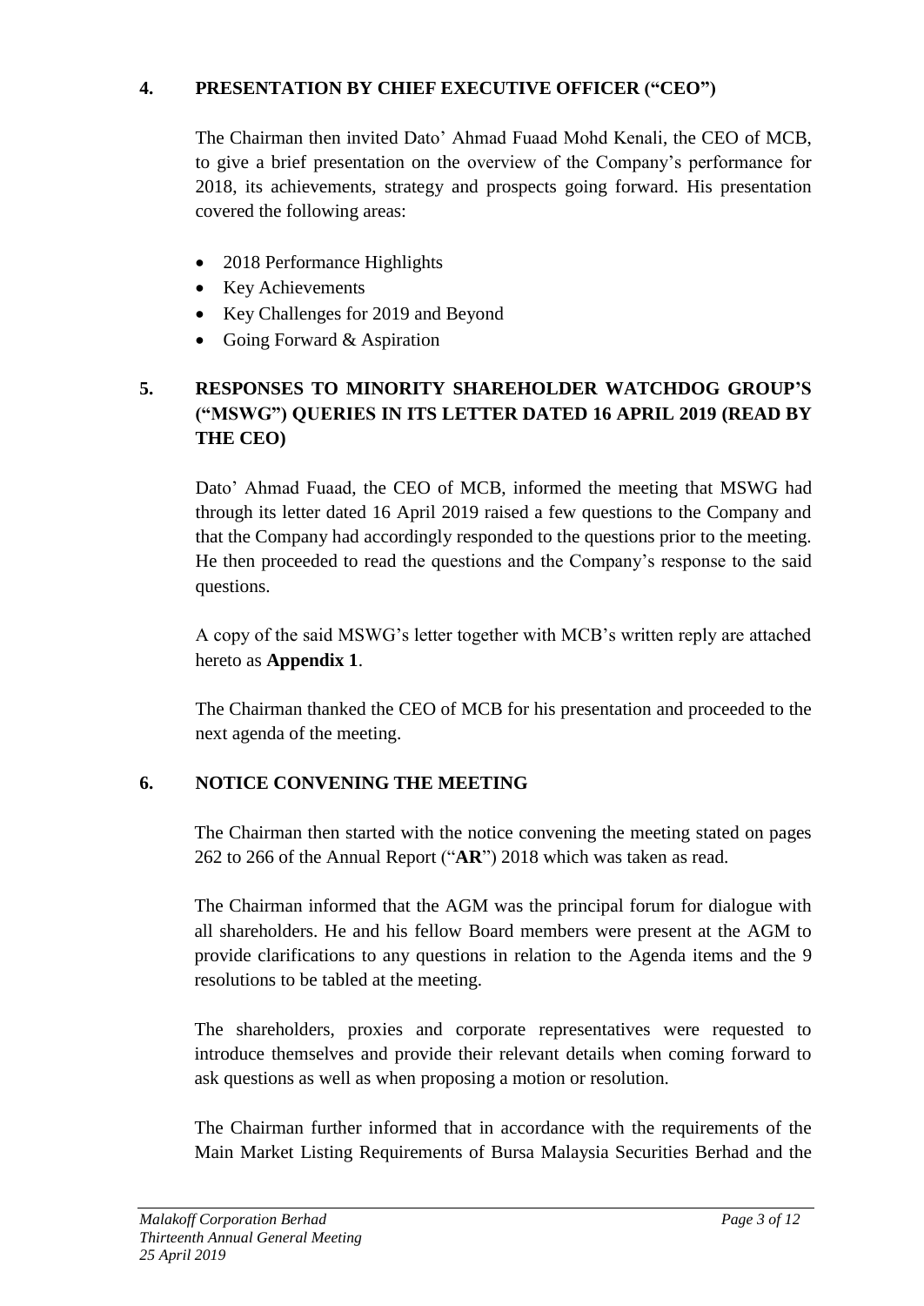## 4. PRESENTATION BY CHIEF EXECUTIVE OFFICER ("CEO")

The Chairman then invited Dato' Ahmad Fuaad Mohd Kenali, the CEO of MCB, to give a brief presentation on the overview of the Company's performance for 2018, its achievements, strategy and prospects going forward. His presentation covered the following areas:

- 2018 Performance Highlights
- Key Achievements
- Key Challenges for 2019 and Beyond
- Going Forward & Aspiration

## 5. RESPONSES TO MINORITY SHAREHOLDER WATCHDOG GROUP'S ("MSWG") QUERIES IN ITS LETTER DATED 16 APRIL 2019 (READ BY THE CEO)

Dato' Ahmad Fuaad, the CEO of MCB, informed the meeting that MSWG had through its letter dated 16 April 2019 raised a few questions to the Company and that the Company had accordingly responded to the questions prior to the meeting. He then proceeded to read the questions and the Company's response to the said questions.

A copy of the said MSWG's letter together with MCB's written reply are attached hereto as **Appendix 1**.

The Chairman thanked the CEO of MCB for his presentation and proceeded to the next agenda of the meeting.

## 6. NOTICE CONVENING THE MEETING

The Chairman then started with the notice convening the meeting stated on pages 262 to 266 of the Annual Report ("**AR**") 2018 which was taken as read.

The Chairman informed that the AGM was the principal forum for dialogue with all shareholders. He and his fellow Board members were present at the AGM to provide clarifications to any questions in relation to the Agenda items and the 9 resolutions to be tabled at the meeting.

The shareholders, proxies and corporate representatives were requested to introduce themselves and provide their relevant details when coming forward to ask questions as well as when proposing a motion or resolution.

The Chairman further informed that in accordance with the requirements of the Main Market Listing Requirements of Bursa Malaysia Securities Berhad and the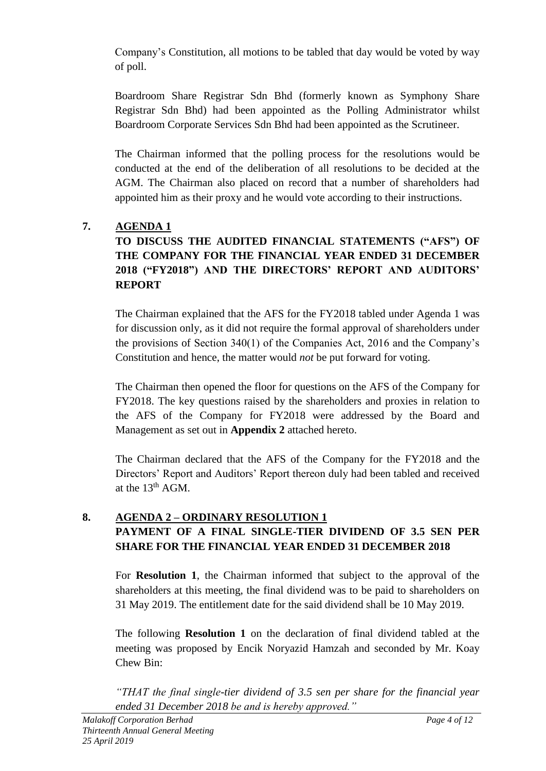Company's Constitution, all motions to be tabled that day would be voted by way of poll.

Boardroom Share Registrar Sdn Bhd (formerly known as Symphony Share Registrar Sdn Bhd) had been appointed as the Polling Administrator whilst Boardroom Corporate Services Sdn Bhd had been appointed as the Scrutineer.

The Chairman informed that the polling process for the resolutions would be conducted at the end of the deliberation of all resolutions to be decided at the AGM. The Chairman also placed on record that a number of shareholders had appointed him as their proxy and he would vote according to their instructions.

## 7. <u>AGENDA 1</u>

**TO DISCUSS THE AUDITED FINANCIAL STATEMENTS ("AFS") OF THE COMPANY FOR THE FINANCIAL YEAR ENDED 31 DECEMBER 2018 ("FY2018") AND THE DIRECTORS' REPORT AND AUDITORS' REPORT**

The Chairman explained that the AFS for the FY2018 tabled under Agenda 1 was for discussion only, as it did not require the formal approval of shareholders under the provisions of Section 340(1) of the Companies Act, 2016 and the Company's Constitution and hence, the matter would *not* be put forward for voting.

The Chairman then opened the floor for questions on the AFS of the Company for FY2018. The key questions raised by the shareholders and proxies in relation to the AFS of the Company for FY2018 were addressed by the Board and Management as set out in **Appendix 2** attached hereto.

The Chairman declared that the AFS of the Company for the FY2018 and the Directors' Report and Auditors' Report thereon duly had been tabled and received at the 13th AGM.

## 8. <u>AGENDA 2 – ORDINARY RESOLUTION 1</u>

**PAYMENT OF A FINAL SINGLE-TIER DIVIDEND OF 3.5 SEN PER SHARE FOR THE FINANCIAL YEAR ENDED 31 DECEMBER 2018**

For **Resolution 1**, the Chairman informed that subject to the approval of the shareholders at this meeting, the final dividend was to be paid to shareholders on 31 May 2019. The entitlement date for the said dividend shall be 10 May 2019.

The following **Resolution 1** on the declaration of final dividend tabled at the meeting was proposed by Encik Noryazid Hamzah and seconded by Mr. Koay Chew Bin:

*"THAT the final single-tier dividend of 3.5 sen per share for the financial year ended 31 December 2018 be and is hereby approved."*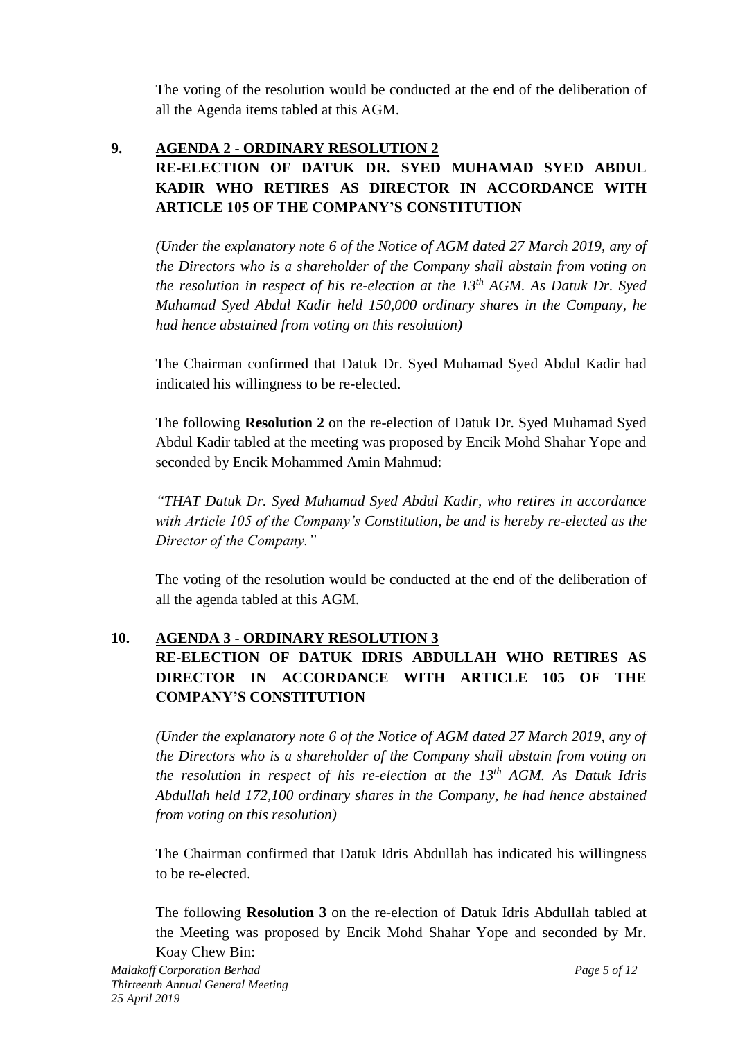The voting of the resolution would be conducted at the end of the deliberation of all the Agenda items tabled at this AGM.

## 9. <u>AGENDA 2 - ORDINARY RESOLUTION 2</u>
## RE-ELECTION OF DATUK DR. SYED MUHAMAD SYED ABDUL KADIR WHO RETIRES AS DIRECTOR IN ACCORDANCE WITH ARTICLE 105 OF THE COMPANY'S CONSTITUTION

*(Under the explanatory note 6 of the Notice of AGM dated 27 March 2019, any of the Directors who is a shareholder of the Company shall abstain from voting on the resolution in respect of his re-election at the 13th AGM. As Datuk Dr. Syed Muhamad Syed Abdul Kadir held 150,000 ordinary shares in the Company, he had hence abstained from voting on this resolution)*

The Chairman confirmed that Datuk Dr. Syed Muhamad Syed Abdul Kadir had indicated his willingness to be re-elected.

The following **Resolution 2** on the re-election of Datuk Dr. Syed Muhamad Syed Abdul Kadir tabled at the meeting was proposed by Encik Mohd Shahar Yope and seconded by Encik Mohammed Amin Mahmud:

*"THAT Datuk Dr. Syed Muhamad Syed Abdul Kadir, who retires in accordance with Article 105 of the Company's Constitution, be and is hereby re-elected as the Director of the Company."*

The voting of the resolution would be conducted at the end of the deliberation of all the agenda tabled at this AGM.

## 10. <u>AGENDA 3 - ORDINARY RESOLUTION 3</u>
## RE-ELECTION OF DATUK IDRIS ABDULLAH WHO RETIRES AS DIRECTOR IN ACCORDANCE WITH ARTICLE 105 OF THE COMPANY'S CONSTITUTION

*(Under the explanatory note 6 of the Notice of AGM dated 27 March 2019, any of the Directors who is a shareholder of the Company shall abstain from voting on the resolution in respect of his re-election at the 13th AGM. As Datuk Idris Abdullah held 172,100 ordinary shares in the Company, he had hence abstained from voting on this resolution)*

The Chairman confirmed that Datuk Idris Abdullah has indicated his willingness to be re-elected.

The following **Resolution 3** on the re-election of Datuk Idris Abdullah tabled at the Meeting was proposed by Encik Mohd Shahar Yope and seconded by Mr. Koay Chew Bin: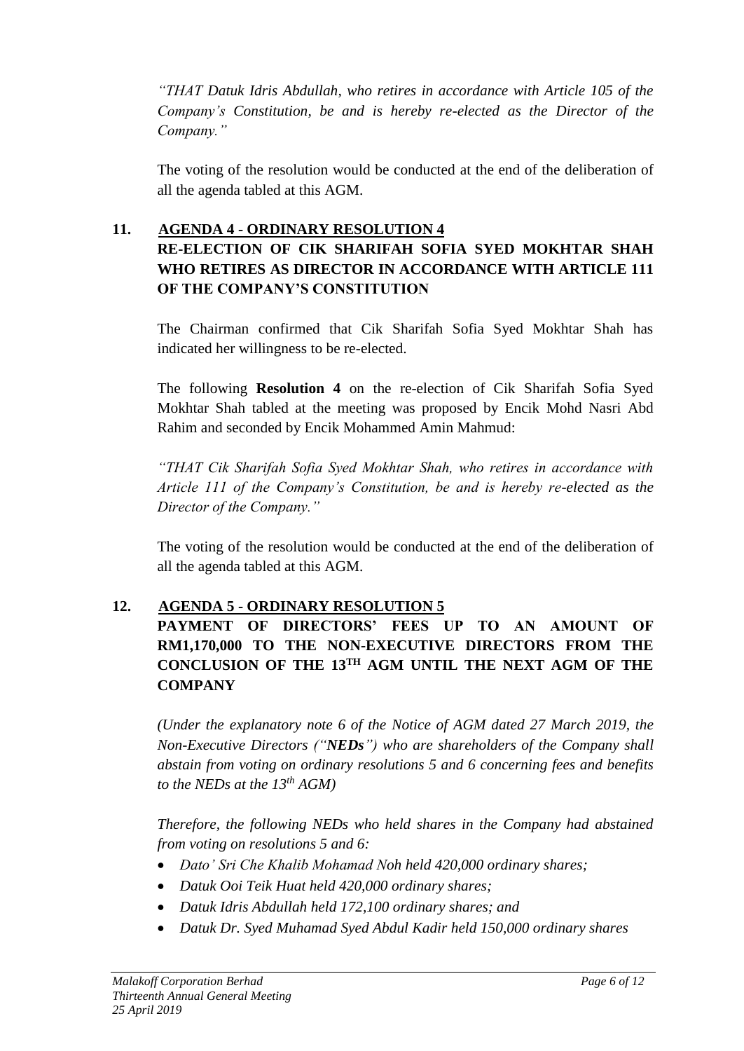*"THAT Datuk Idris Abdullah, who retires in accordance with Article 105 of the Company's Constitution, be and is hereby re-elected as the Director of the Company."*

The voting of the resolution would be conducted at the end of the deliberation of all the agenda tabled at this AGM.

## 11. AGENDA 4 - ORDINARY RESOLUTION 4
## RE-ELECTION OF CIK SHARIFAH SOFIA SYED MOKHTAR SHAH WHO RETIRES AS DIRECTOR IN ACCORDANCE WITH ARTICLE 111 OF THE COMPANY'S CONSTITUTION

The Chairman confirmed that Cik Sharifah Sofia Syed Mokhtar Shah has indicated her willingness to be re-elected.

The following **Resolution 4** on the re-election of Cik Sharifah Sofia Syed Mokhtar Shah tabled at the meeting was proposed by Encik Mohd Nasri Abd Rahim and seconded by Encik Mohammed Amin Mahmud:

*"THAT Cik Sharifah Sofia Syed Mokhtar Shah, who retires in accordance with Article 111 of the Company's Constitution, be and is hereby re-elected as the Director of the Company."*

The voting of the resolution would be conducted at the end of the deliberation of all the agenda tabled at this AGM.

## 12. AGENDA 5 - ORDINARY RESOLUTION 5
## PAYMENT OF DIRECTORS' FEES UP TO AN AMOUNT OF RM1,170,000 TO THE NON-EXECUTIVE DIRECTORS FROM THE CONCLUSION OF THE 13TH AGM UNTIL THE NEXT AGM OF THE COMPANY

*(Under the explanatory note 6 of the Notice of AGM dated 27 March 2019, the Non-Executive Directors ("**NEDs**") who are shareholders of the Company shall abstain from voting on ordinary resolutions 5 and 6 concerning fees and benefits to the NEDs at the 13th AGM)*

*Therefore, the following NEDs who held shares in the Company had abstained from voting on resolutions 5 and 6:*

- *Dato' Sri Che Khalib Mohamad Noh held 420,000 ordinary shares;*
- *Datuk Ooi Teik Huat held 420,000 ordinary shares;*
- *Datuk Idris Abdullah held 172,100 ordinary shares; and*
- *Datuk Dr. Syed Muhamad Syed Abdul Kadir held 150,000 ordinary shares*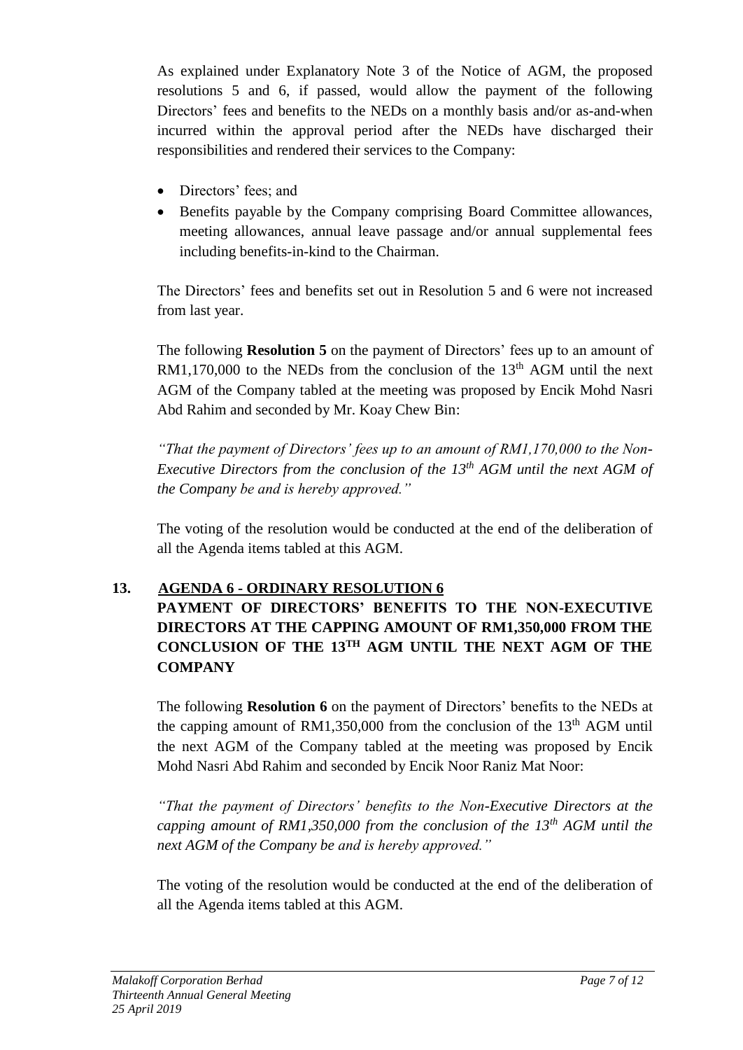As explained under Explanatory Note 3 of the Notice of AGM, the proposed resolutions 5 and 6, if passed, would allow the payment of the following Directors' fees and benefits to the NEDs on a monthly basis and/or as-and-when incurred within the approval period after the NEDs have discharged their responsibilities and rendered their services to the Company:

- Directors' fees; and
- Benefits payable by the Company comprising Board Committee allowances, meeting allowances, annual leave passage and/or annual supplemental fees including benefits-in-kind to the Chairman.

The Directors' fees and benefits set out in Resolution 5 and 6 were not increased from last year.

The following **Resolution 5** on the payment of Directors' fees up to an amount of RM1,170,000 to the NEDs from the conclusion of the 13th AGM until the next AGM of the Company tabled at the meeting was proposed by Encik Mohd Nasri Abd Rahim and seconded by Mr. Koay Chew Bin:

*"That the payment of Directors' fees up to an amount of RM1,170,000 to the Non-Executive Directors from the conclusion of the 13th AGM until the next AGM of the Company be and is hereby approved."*

The voting of the resolution would be conducted at the end of the deliberation of all the Agenda items tabled at this AGM.

## 13. AGENDA 6 - ORDINARY RESOLUTION 6

**PAYMENT OF DIRECTORS' BENEFITS TO THE NON-EXECUTIVE DIRECTORS AT THE CAPPING AMOUNT OF RM1,350,000 FROM THE CONCLUSION OF THE 13TH AGM UNTIL THE NEXT AGM OF THE COMPANY**

The following **Resolution 6** on the payment of Directors' benefits to the NEDs at the capping amount of RM1,350,000 from the conclusion of the 13th AGM until the next AGM of the Company tabled at the meeting was proposed by Encik Mohd Nasri Abd Rahim and seconded by Encik Noor Raniz Mat Noor:

*"That the payment of Directors' benefits to the Non-Executive Directors at the capping amount of RM1,350,000 from the conclusion of the 13th AGM until the next AGM of the Company be and is hereby approved."*

The voting of the resolution would be conducted at the end of the deliberation of all the Agenda items tabled at this AGM.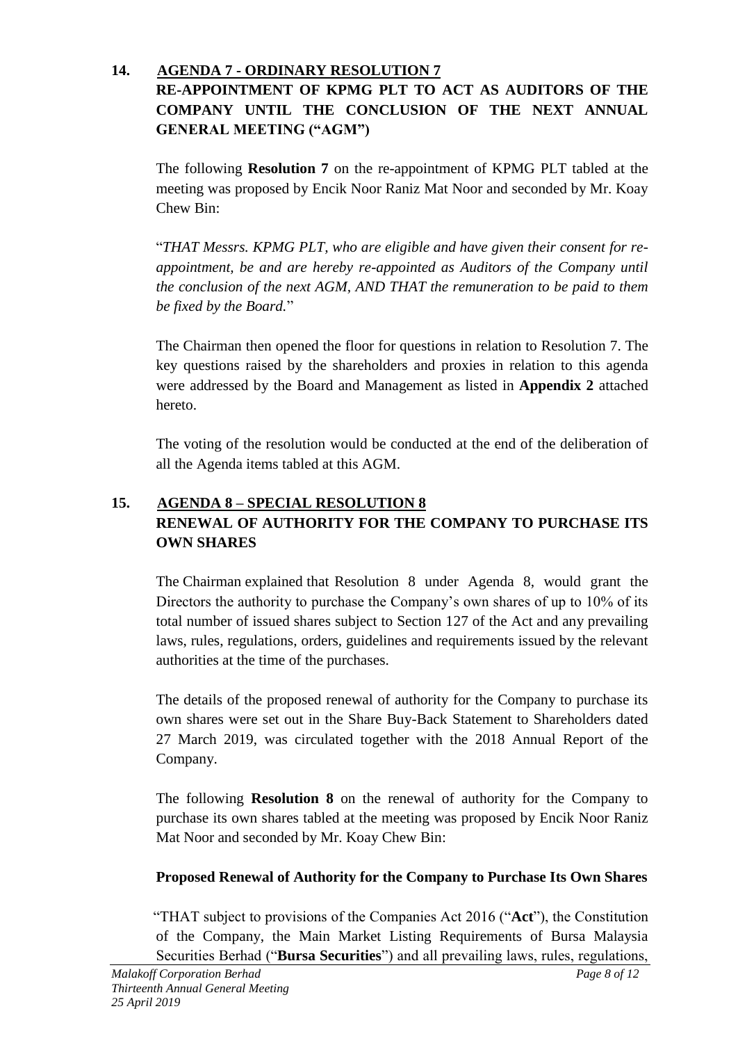**14. AGENDA 7 - ORDINARY RESOLUTION 7**
**RE-APPOINTMENT OF KPMG PLT TO ACT AS AUDITORS OF THE COMPANY UNTIL THE CONCLUSION OF THE NEXT ANNUAL GENERAL MEETING ("AGM")**

The following **Resolution 7** on the re-appointment of KPMG PLT tabled at the meeting was proposed by Encik Noor Raniz Mat Noor and seconded by Mr. Koay Chew Bin:

"*THAT Messrs. KPMG PLT, who are eligible and have given their consent for re-appointment, be and are hereby re-appointed as Auditors of the Company until the conclusion of the next AGM, AND THAT the remuneration to be paid to them be fixed by the Board.*"

The Chairman then opened the floor for questions in relation to Resolution 7. The key questions raised by the shareholders and proxies in relation to this agenda were addressed by the Board and Management as listed in **Appendix 2** attached hereto.

The voting of the resolution would be conducted at the end of the deliberation of all the Agenda items tabled at this AGM.

**15. AGENDA 8 – SPECIAL RESOLUTION 8**
**RENEWAL OF AUTHORITY FOR THE COMPANY TO PURCHASE ITS OWN SHARES**

The Chairman explained that Resolution 8 under Agenda 8, would grant the Directors the authority to purchase the Company's own shares of up to 10% of its total number of issued shares subject to Section 127 of the Act and any prevailing laws, rules, regulations, orders, guidelines and requirements issued by the relevant authorities at the time of the purchases.

The details of the proposed renewal of authority for the Company to purchase its own shares were set out in the Share Buy-Back Statement to Shareholders dated 27 March 2019, was circulated together with the 2018 Annual Report of the Company.

The following **Resolution 8** on the renewal of authority for the Company to purchase its own shares tabled at the meeting was proposed by Encik Noor Raniz Mat Noor and seconded by Mr. Koay Chew Bin:

**Proposed Renewal of Authority for the Company to Purchase Its Own Shares**

"THAT subject to provisions of the Companies Act 2016 ("**Act**"), the Constitution of the Company, the Main Market Listing Requirements of Bursa Malaysia Securities Berhad ("**Bursa Securities**") and all prevailing laws, rules, regulations,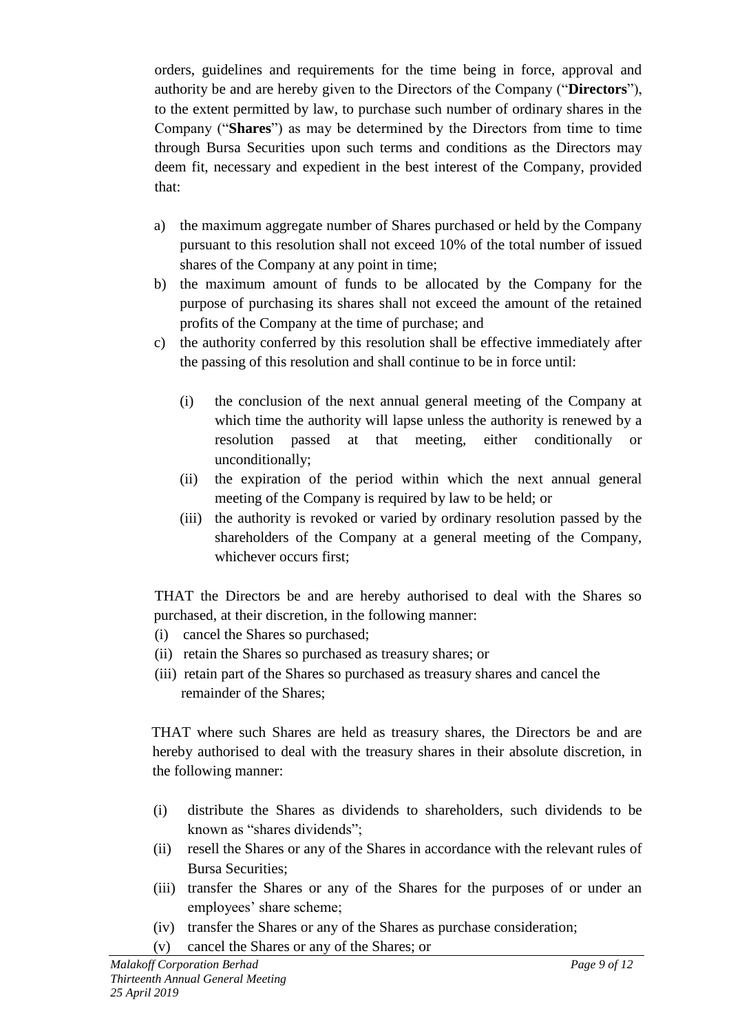orders, guidelines and requirements for the time being in force, approval and authority be and are hereby given to the Directors of the Company ("**Directors**"), to the extent permitted by law, to purchase such number of ordinary shares in the Company ("**Shares**") as may be determined by the Directors from time to time through Bursa Securities upon such terms and conditions as the Directors may deem fit, necessary and expedient in the best interest of the Company, provided that:

a) the maximum aggregate number of Shares purchased or held by the Company pursuant to this resolution shall not exceed 10% of the total number of issued shares of the Company at any point in time;
b) the maximum amount of funds to be allocated by the Company for the purpose of purchasing its shares shall not exceed the amount of the retained profits of the Company at the time of purchase; and
c) the authority conferred by this resolution shall be effective immediately after the passing of this resolution and shall continue to be in force until:

    (i) the conclusion of the next annual general meeting of the Company at which time the authority will lapse unless the authority is renewed by a resolution passed at that meeting, either conditionally or unconditionally;
    (ii) the expiration of the period within which the next annual general meeting of the Company is required by law to be held; or
    (iii) the authority is revoked or varied by ordinary resolution passed by the shareholders of the Company at a general meeting of the Company, whichever occurs first;

THAT the Directors be and are hereby authorised to deal with the Shares so purchased, at their discretion, in the following manner:

(i) cancel the Shares so purchased;
(ii) retain the Shares so purchased as treasury shares; or
(iii) retain part of the Shares so purchased as treasury shares and cancel the remainder of the Shares;

THAT where such Shares are held as treasury shares, the Directors be and are hereby authorised to deal with the treasury shares in their absolute discretion, in the following manner:

(i) distribute the Shares as dividends to shareholders, such dividends to be known as "shares dividends";
(ii) resell the Shares or any of the Shares in accordance with the relevant rules of Bursa Securities;
(iii) transfer the Shares or any of the Shares for the purposes of or under an employees' share scheme;
(iv) transfer the Shares or any of the Shares as purchase consideration;
(v) cancel the Shares or any of the Shares; or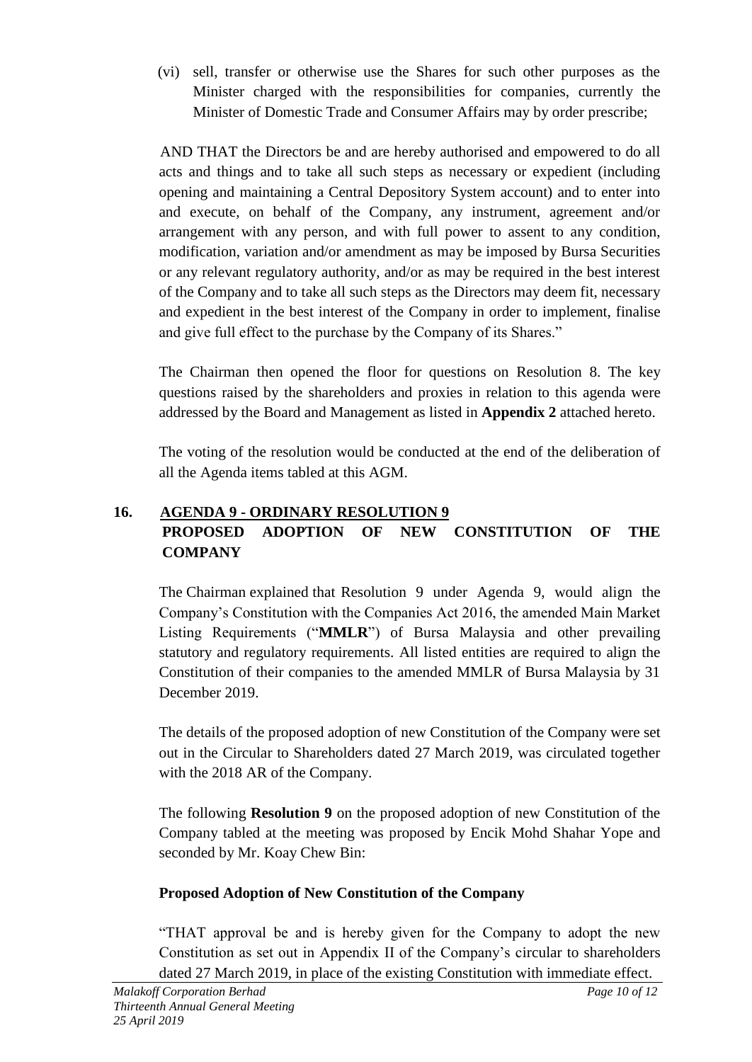(vi) sell, transfer or otherwise use the Shares for such other purposes as the Minister charged with the responsibilities for companies, currently the Minister of Domestic Trade and Consumer Affairs may by order prescribe;

AND THAT the Directors be and are hereby authorised and empowered to do all acts and things and to take all such steps as necessary or expedient (including opening and maintaining a Central Depository System account) and to enter into and execute, on behalf of the Company, any instrument, agreement and/or arrangement with any person, and with full power to assent to any condition, modification, variation and/or amendment as may be imposed by Bursa Securities or any relevant regulatory authority, and/or as may be required in the best interest of the Company and to take all such steps as the Directors may deem fit, necessary and expedient in the best interest of the Company in order to implement, finalise and give full effect to the purchase by the Company of its Shares."

The Chairman then opened the floor for questions on Resolution 8. The key questions raised by the shareholders and proxies in relation to this agenda were addressed by the Board and Management as listed in **Appendix 2** attached hereto.

The voting of the resolution would be conducted at the end of the deliberation of all the Agenda items tabled at this AGM.

## 16. AGENDA 9 - ORDINARY RESOLUTION 9 PROPOSED ADOPTION OF NEW CONSTITUTION OF THE COMPANY

The Chairman explained that Resolution 9 under Agenda 9, would align the Company's Constitution with the Companies Act 2016, the amended Main Market Listing Requirements ("**MMLR**") of Bursa Malaysia and other prevailing statutory and regulatory requirements. All listed entities are required to align the Constitution of their companies to the amended MMLR of Bursa Malaysia by 31 December 2019.

The details of the proposed adoption of new Constitution of the Company were set out in the Circular to Shareholders dated 27 March 2019, was circulated together with the 2018 AR of the Company.

The following **Resolution 9** on the proposed adoption of new Constitution of the Company tabled at the meeting was proposed by Encik Mohd Shahar Yope and seconded by Mr. Koay Chew Bin:

**Proposed Adoption of New Constitution of the Company**

"THAT approval be and is hereby given for the Company to adopt the new Constitution as set out in Appendix II of the Company's circular to shareholders dated 27 March 2019, in place of the existing Constitution with immediate effect.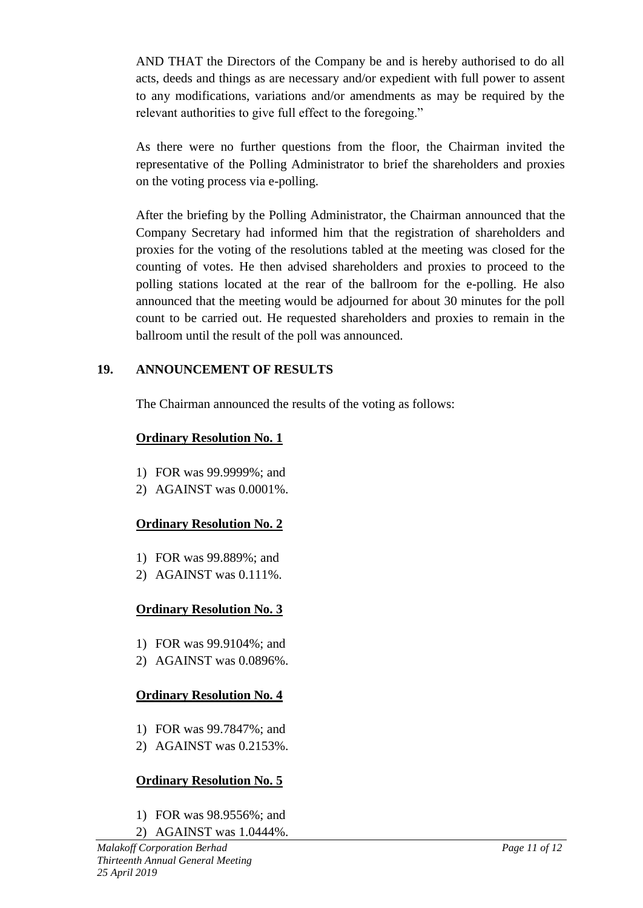AND THAT the Directors of the Company be and is hereby authorised to do all acts, deeds and things as are necessary and/or expedient with full power to assent to any modifications, variations and/or amendments as may be required by the relevant authorities to give full effect to the foregoing."

As there were no further questions from the floor, the Chairman invited the representative of the Polling Administrator to brief the shareholders and proxies on the voting process via e-polling.

After the briefing by the Polling Administrator, the Chairman announced that the Company Secretary had informed him that the registration of shareholders and proxies for the voting of the resolutions tabled at the meeting was closed for the counting of votes. He then advised shareholders and proxies to proceed to the polling stations located at the rear of the ballroom for the e-polling. He also announced that the meeting would be adjourned for about 30 minutes for the poll count to be carried out. He requested shareholders and proxies to remain in the ballroom until the result of the poll was announced.

## 19. ANNOUNCEMENT OF RESULTS

The Chairman announced the results of the voting as follows:

**Ordinary Resolution No. 1**

1) FOR was 99.9999%; and
2) AGAINST was 0.0001%.

**Ordinary Resolution No. 2**

1) FOR was 99.889%; and
2) AGAINST was 0.111%.

**Ordinary Resolution No. 3**

1) FOR was 99.9104%; and
2) AGAINST was 0.0896%.

**Ordinary Resolution No. 4**

1) FOR was 99.7847%; and
2) AGAINST was 0.2153%.

**Ordinary Resolution No. 5**

1) FOR was 98.9556%; and
2) AGAINST was 1.0444%.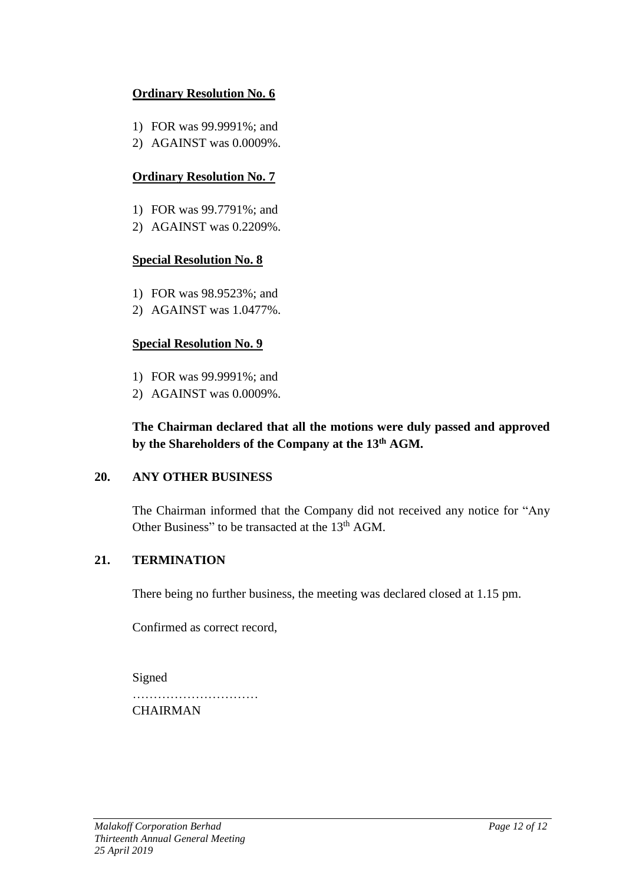**<u>Ordinary Resolution No. 6</u>**

1) FOR was 99.9991%; and
2) AGAINST was 0.0009%.

**<u>Ordinary Resolution No. 7</u>**

1) FOR was 99.7791%; and
2) AGAINST was 0.2209%.

**<u>Special Resolution No. 8</u>**

1) FOR was 98.9523%; and
2) AGAINST was 1.0477%.

**<u>Special Resolution No. 9</u>**

1) FOR was 99.9991%; and
2) AGAINST was 0.0009%.

**The Chairman declared that all the motions were duly passed and approved by the Shareholders of the Company at the 13th AGM.**

## 20. ANY OTHER BUSINESS

The Chairman informed that the Company did not received any notice for "Any Other Business" to be transacted at the 13th AGM.

## 21. TERMINATION

There being no further business, the meeting was declared closed at 1.15 pm.

Confirmed as correct record,

Signed

…………………………

CHAIRMAN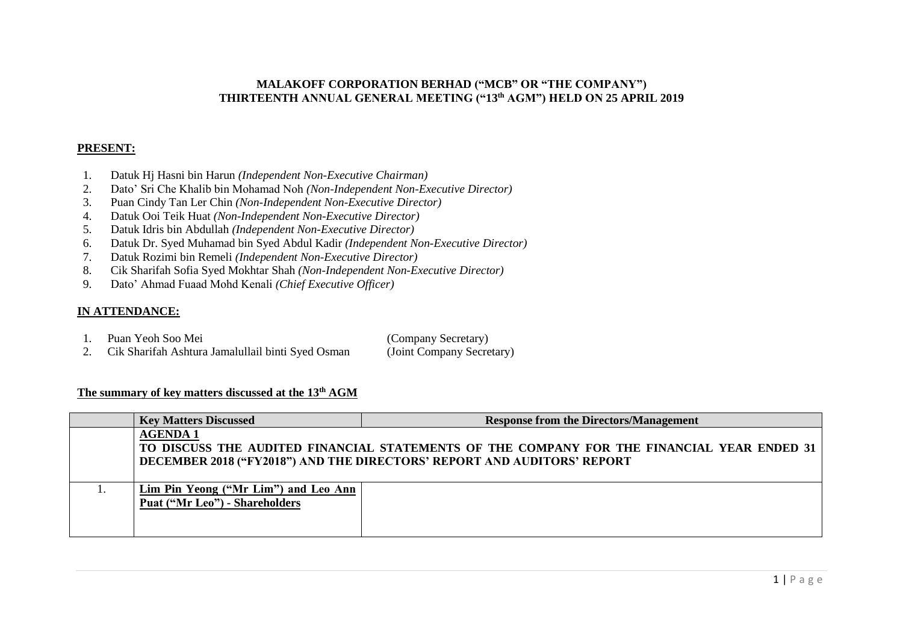**MALAKOFF CORPORATION BERHAD ("MCB" OR "THE COMPANY")**
**THIRTEENTH ANNUAL GENERAL MEETING ("13th AGM") HELD ON 25 APRIL 2019**

**PRESENT:**

1. Datuk Hj Hasni bin Harun *(Independent Non-Executive Chairman)*
2. Dato' Sri Che Khalib bin Mohamad Noh *(Non-Independent Non-Executive Director)*
3. Puan Cindy Tan Ler Chin *(Non-Independent Non-Executive Director)*
4. Datuk Ooi Teik Huat *(Non-Independent Non-Executive Director)*
5. Datuk Idris bin Abdullah *(Independent Non-Executive Director)*
6. Datuk Dr. Syed Muhamad bin Syed Abdul Kadir *(Independent Non-Executive Director)*
7. Datuk Rozimi bin Remeli *(Independent Non-Executive Director)*
8. Cik Sharifah Sofia Syed Mokhtar Shah *(Non-Independent Non-Executive Director)*
9. Dato' Ahmad Fuaad Mohd Kenali *(Chief Executive Officer)*

**IN ATTENDANCE:**

1. Puan Yeoh Soo Mei (Company Secretary)
2. Cik Sharifah Ashtura Jamalullail binti Syed Osman (Joint Company Secretary)

**The summary of key matters discussed at the 13th AGM**

| | Key Matters Discussed | Response from the Directors/Management |
|---|---|---|
| | **AGENDA 1**<br>**TO DISCUSS THE AUDITED FINANCIAL STATEMENTS OF THE COMPANY FOR THE FINANCIAL YEAR ENDED 31 DECEMBER 2018 ("FY2018") AND THE DIRECTORS' REPORT AND AUDITORS' REPORT** | |
| 1. | **Lim Pin Yeong ("Mr Lim") and Leo Ann Puat ("Mr Leo") - Shareholders** | |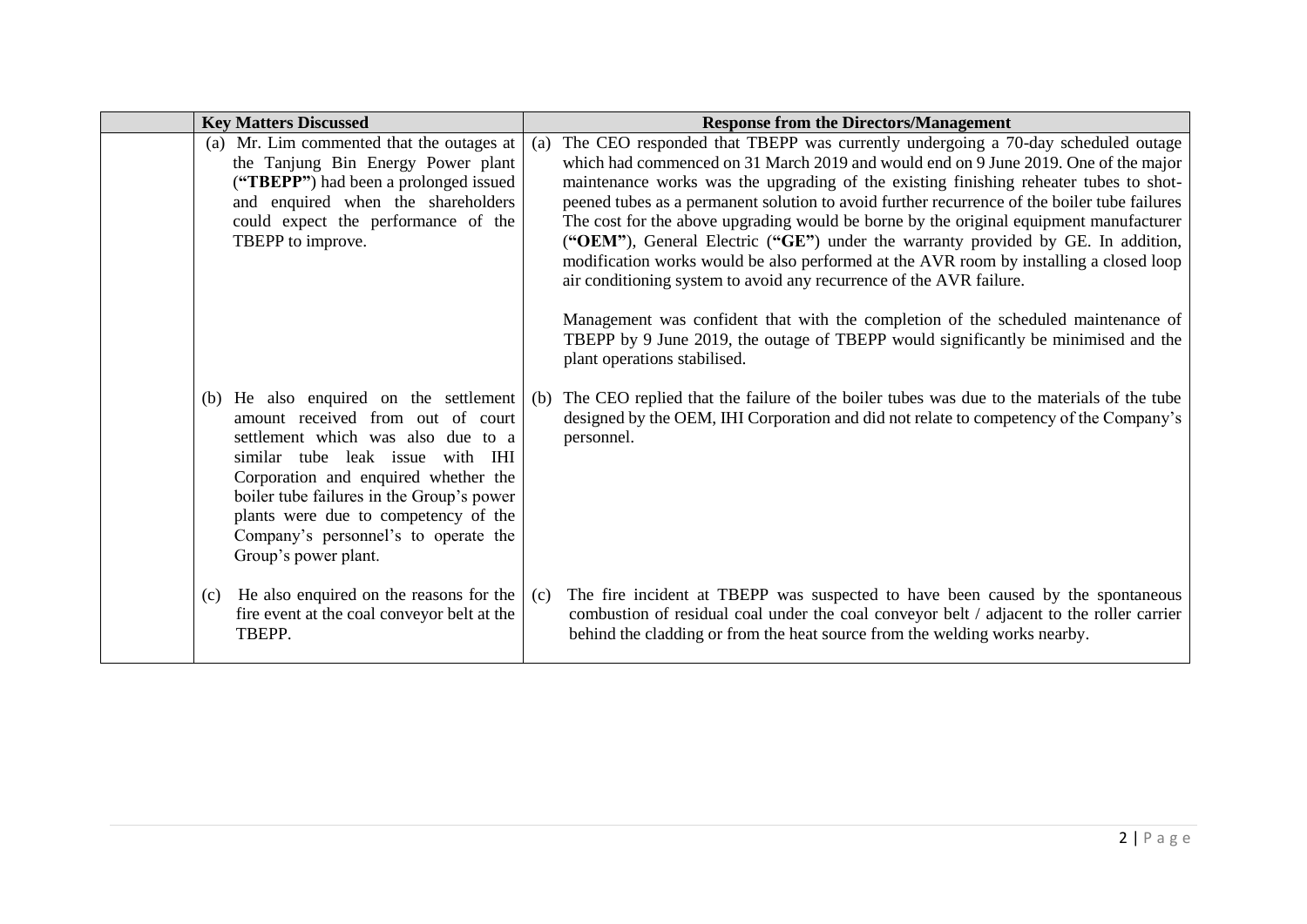| | Key Matters Discussed | Response from the Directors/Management |
|---|---|---|
| | (a) Mr. Lim commented that the outages at the Tanjung Bin Energy Power plant (**"TBEPP"**) had been a prolonged issued and enquired when the shareholders could expect the performance of the TBEPP to improve. | (a) The CEO responded that TBEPP was currently undergoing a 70-day scheduled outage which had commenced on 31 March 2019 and would end on 9 June 2019. One of the major maintenance works was the upgrading of the existing finishing reheater tubes to shot-peened tubes as a permanent solution to avoid further recurrence of the boiler tube failures The cost for the above upgrading would be borne by the original equipment manufacturer (**"OEM"**), General Electric (**"GE"**) under the warranty provided by GE. In addition, modification works would be also performed at the AVR room by installing a closed loop air conditioning system to avoid any recurrence of the AVR failure.<br><br>Management was confident that with the completion of the scheduled maintenance of TBEPP by 9 June 2019, the outage of TBEPP would significantly be minimised and the plant operations stabilised. |
| | (b) He also enquired on the settlement amount received from out of court settlement which was also due to a similar tube leak issue with IHI Corporation and enquired whether the boiler tube failures in the Group's power plants were due to competency of the Company's personnel's to operate the Group's power plant. | (b) The CEO replied that the failure of the boiler tubes was due to the materials of the tube designed by the OEM, IHI Corporation and did not relate to competency of the Company's personnel. |
| | (c) He also enquired on the reasons for the fire event at the coal conveyor belt at the TBEPP. | (c) The fire incident at TBEPP was suspected to have been caused by the spontaneous combustion of residual coal under the coal conveyor belt / adjacent to the roller carrier behind the cladding or from the heat source from the welding works nearby. |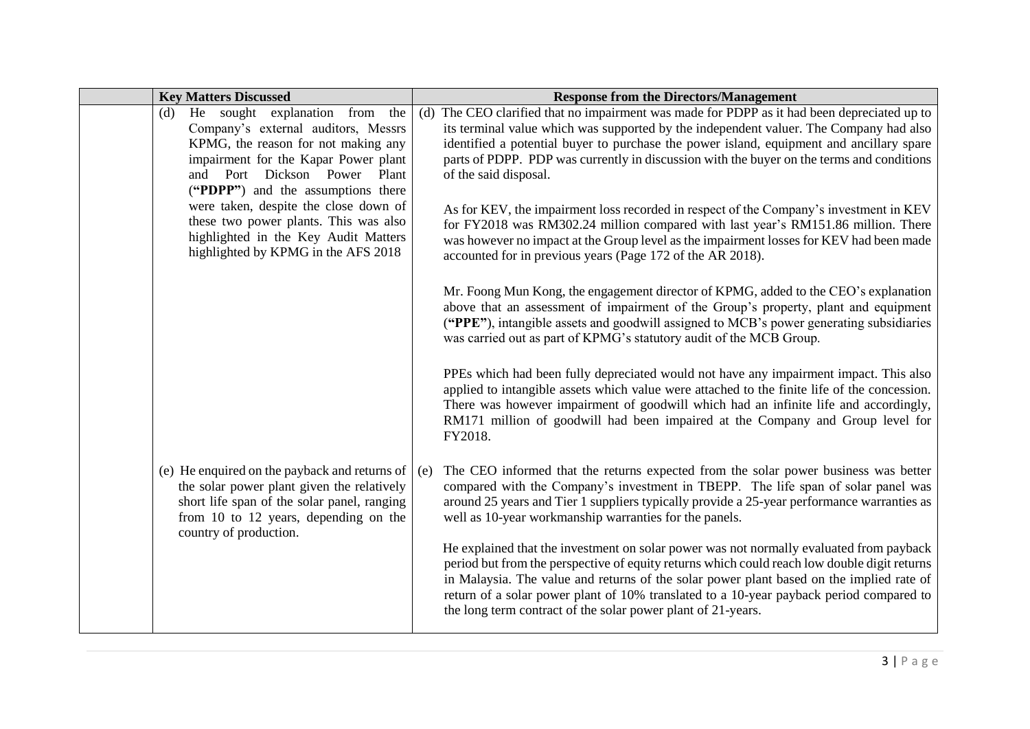|  | Key Matters Discussed | Response from the Directors/Management |
|---|---|---|
|  | (d) He sought explanation from the Company's external auditors, Messrs KPMG, the reason for not making any impairment for the Kapar Power plant and Port Dickson Power Plant (**"PDPP"**) and the assumptions there were taken, despite the close down of these two power plants. This was also highlighted in the Key Audit Matters highlighted by KPMG in the AFS 2018 | (d) The CEO clarified that no impairment was made for PDPP as it had been depreciated up to its terminal value which was supported by the independent valuer. The Company had also identified a potential buyer to purchase the power island, equipment and ancillary spare parts of PDPP. PDP was currently in discussion with the buyer on the terms and conditions of the said disposal.<br><br>As for KEV, the impairment loss recorded in respect of the Company's investment in KEV for FY2018 was RM302.24 million compared with last year's RM151.86 million. There was however no impact at the Group level as the impairment losses for KEV had been made accounted for in previous years (Page 172 of the AR 2018).<br><br>Mr. Foong Mun Kong, the engagement director of KPMG, added to the CEO's explanation above that an assessment of impairment of the Group's property, plant and equipment (**"PPE"**), intangible assets and goodwill assigned to MCB's power generating subsidiaries was carried out as part of KPMG's statutory audit of the MCB Group.<br><br>PPEs which had been fully depreciated would not have any impairment impact. This also applied to intangible assets which value were attached to the finite life of the concession. There was however impairment of goodwill which had an infinite life and accordingly, RM171 million of goodwill had been impaired at the Company and Group level for FY2018. |
|  | (e) He enquired on the payback and returns of the solar power plant given the relatively short life span of the solar panel, ranging from 10 to 12 years, depending on the country of production. | (e) The CEO informed that the returns expected from the solar power business was better compared with the Company's investment in TBEPP. The life span of solar panel was around 25 years and Tier 1 suppliers typically provide a 25-year performance warranties as well as 10-year workmanship warranties for the panels.<br><br>He explained that the investment on solar power was not normally evaluated from payback period but from the perspective of equity returns which could reach low double digit returns in Malaysia. The value and returns of the solar power plant based on the implied rate of return of a solar power plant of 10% translated to a 10-year payback period compared to the long term contract of the solar power plant of 21-years. |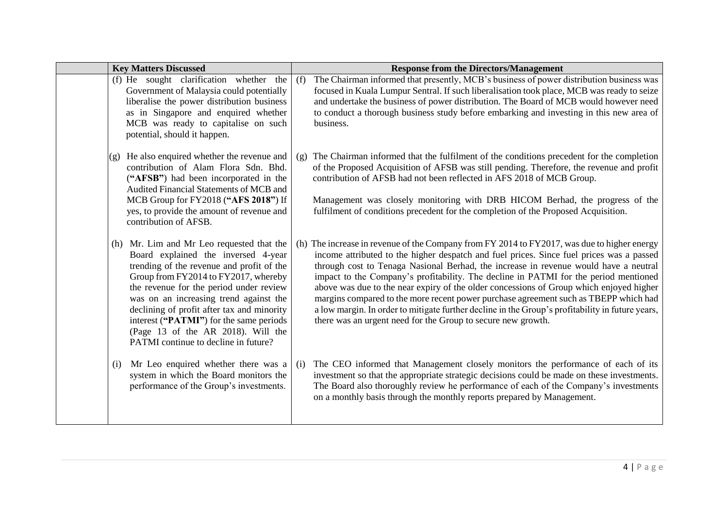|  | Key Matters Discussed | Response from the Directors/Management |
|---|---|---|
|  | (f) He sought clarification whether the Government of Malaysia could potentially liberalise the power distribution business as in Singapore and enquired whether MCB was ready to capitalise on such potential, should it happen. | (f) The Chairman informed that presently, MCB's business of power distribution business was focused in Kuala Lumpur Sentral. If such liberalisation took place, MCB was ready to seize and undertake the business of power distribution. The Board of MCB would however need to conduct a thorough business study before embarking and investing in this new area of business. |
|  | (g) He also enquired whether the revenue and contribution of Alam Flora Sdn. Bhd. (**"AFSB"**) had been incorporated in the Audited Financial Statements of MCB and MCB Group for FY2018 (**"AFS 2018"**) If yes, to provide the amount of revenue and contribution of AFSB. | (g) The Chairman informed that the fulfilment of the conditions precedent for the completion of the Proposed Acquisition of AFSB was still pending. Therefore, the revenue and profit contribution of AFSB had not been reflected in AFS 2018 of MCB Group.<br><br>Management was closely monitoring with DRB HICOM Berhad, the progress of the fulfilment of conditions precedent for the completion of the Proposed Acquisition. |
|  | (h) Mr. Lim and Mr Leo requested that the Board explained the inversed 4-year trending of the revenue and profit of the Group from FY2014 to FY2017, whereby the revenue for the period under review was on an increasing trend against the declining of profit after tax and minority interest (**"PATMI"**) for the same periods (Page 13 of the AR 2018). Will the PATMI continue to decline in future? | (h) The increase in revenue of the Company from FY 2014 to FY2017, was due to higher energy income attributed to the higher despatch and fuel prices. Since fuel prices was a passed through cost to Tenaga Nasional Berhad, the increase in revenue would have a neutral impact to the Company's profitability. The decline in PATMI for the period mentioned above was due to the near expiry of the older concessions of Group which enjoyed higher margins compared to the more recent power purchase agreement such as TBEPP which had a low margin. In order to mitigate further decline in the Group's profitability in future years, there was an urgent need for the Group to secure new growth. |
|  | (i) Mr Leo enquired whether there was a system in which the Board monitors the performance of the Group's investments. | (i) The CEO informed that Management closely monitors the performance of each of its investment so that the appropriate strategic decisions could be made on these investments. The Board also thoroughly review he performance of each of the Company's investments on a monthly basis through the monthly reports prepared by Management. |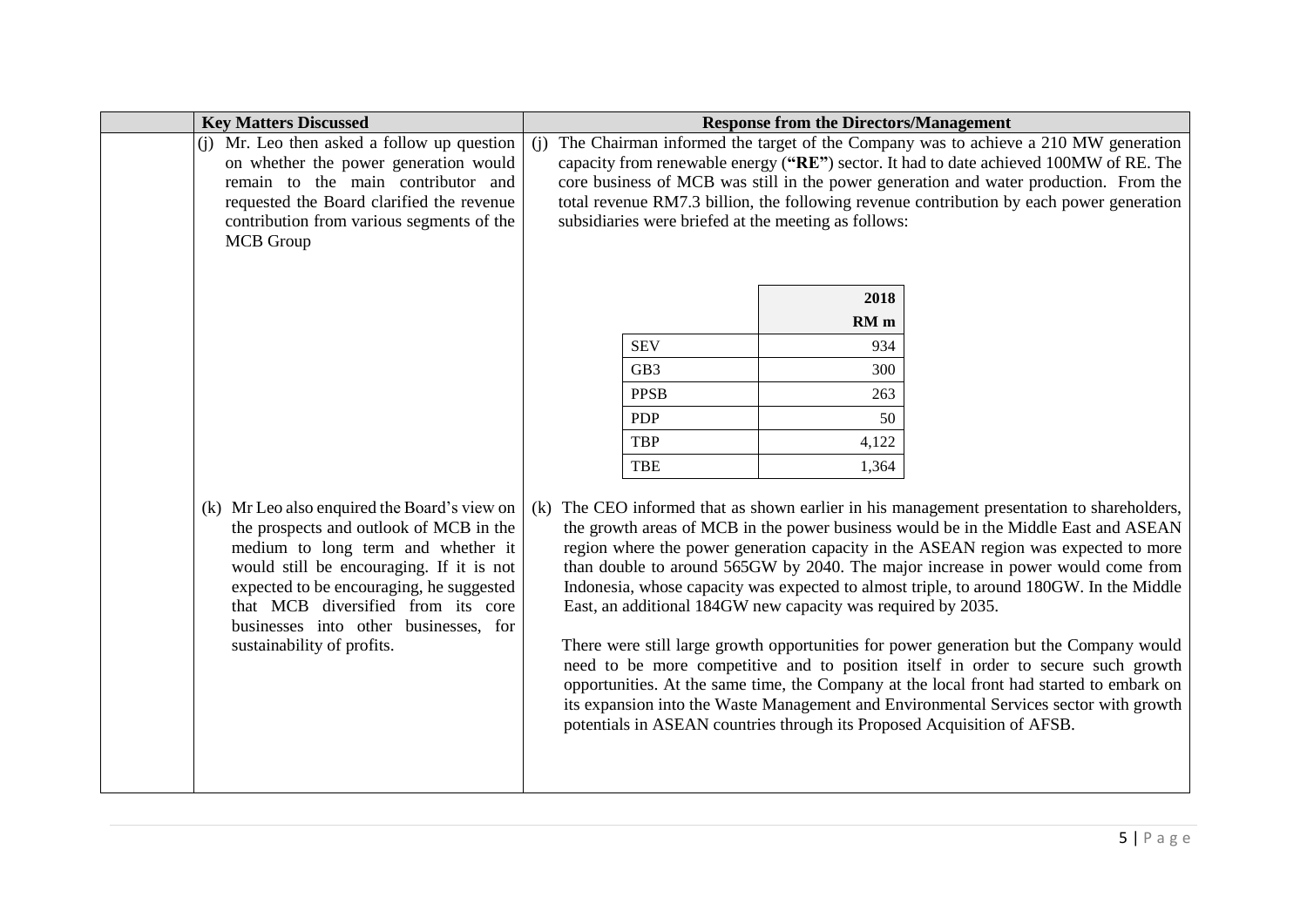| | Key Matters Discussed | Response from the Directors/Management |
|---|---|---|
| | (j) Mr. Leo then asked a follow up question on whether the power generation would remain to the main contributor and requested the Board clarified the revenue contribution from various segments of the MCB Group | (j) The Chairman informed the target of the Company was to achieve a 210 MW generation capacity from renewable energy (**"RE"**) sector. It had to date achieved 100MW of RE. The core business of MCB was still in the power generation and water production. From the total revenue RM7.3 billion, the following revenue contribution by each power generation subsidiaries were briefed at the meeting as follows: |
| | (k) Mr Leo also enquired the Board's view on the prospects and outlook of MCB in the medium to long term and whether it would still be encouraging. If it is not expected to be encouraging, he suggested that MCB diversified from its core businesses into other businesses, for sustainability of profits. | (k) The CEO informed that as shown earlier in his management presentation to shareholders, the growth areas of MCB in the power business would be in the Middle East and ASEAN region where the power generation capacity in the ASEAN region was expected to more than double to around 565GW by 2040. The major increase in power would come from Indonesia, whose capacity was expected to almost triple, to around 180GW. In the Middle East, an additional 184GW new capacity was required by 2035.<br><br>There were still large growth opportunities for power generation but the Company would need to be more competitive and to position itself in order to secure such growth opportunities. At the same time, the Company at the local front had started to embark on its expansion into the Waste Management and Environmental Services sector with growth potentials in ASEAN countries through its Proposed Acquisition of AFSB. |

| | 2018<br>RM m |
|---|---|
| SEV | 934 |
| GB3 | 300 |
| PPSB | 263 |
| PDP | 50 |
| TBP | 4,122 |
| TBE | 1,364 |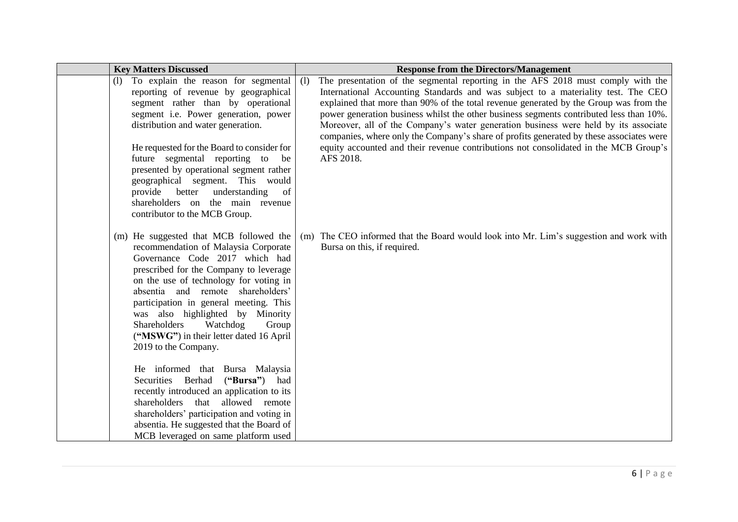| | Key Matters Discussed | Response from the Directors/Management |
|---|---|---|
| | (l) To explain the reason for segmental reporting of revenue by geographical segment rather than by operational segment i.e. Power generation, power distribution and water generation.<br><br>He requested for the Board to consider for future segmental reporting to be presented by operational segment rather geographical segment. This would provide better understanding of shareholders on the main revenue contributor to the MCB Group. | (l) The presentation of the segmental reporting in the AFS 2018 must comply with the International Accounting Standards and was subject to a materiality test. The CEO explained that more than 90% of the total revenue generated by the Group was from the power generation business whilst the other business segments contributed less than 10%. Moreover, all of the Company's water generation business were held by its associate companies, where only the Company's share of profits generated by these associates were equity accounted and their revenue contributions not consolidated in the MCB Group's AFS 2018. |
| | (m) He suggested that MCB followed the recommendation of Malaysia Corporate Governance Code 2017 which had prescribed for the Company to leverage on the use of technology for voting in absentia and remote shareholders' participation in general meeting. This was also highlighted by Minority Shareholders Watchdog Group (**"MSWG"**) in their letter dated 16 April 2019 to the Company.<br><br>He informed that Bursa Malaysia Securities Berhad (**"Bursa"**) had recently introduced an application to its shareholders that allowed remote shareholders' participation and voting in absentia. He suggested that the Board of MCB leveraged on same platform used | (m) The CEO informed that the Board would look into Mr. Lim's suggestion and work with Bursa on this, if required. |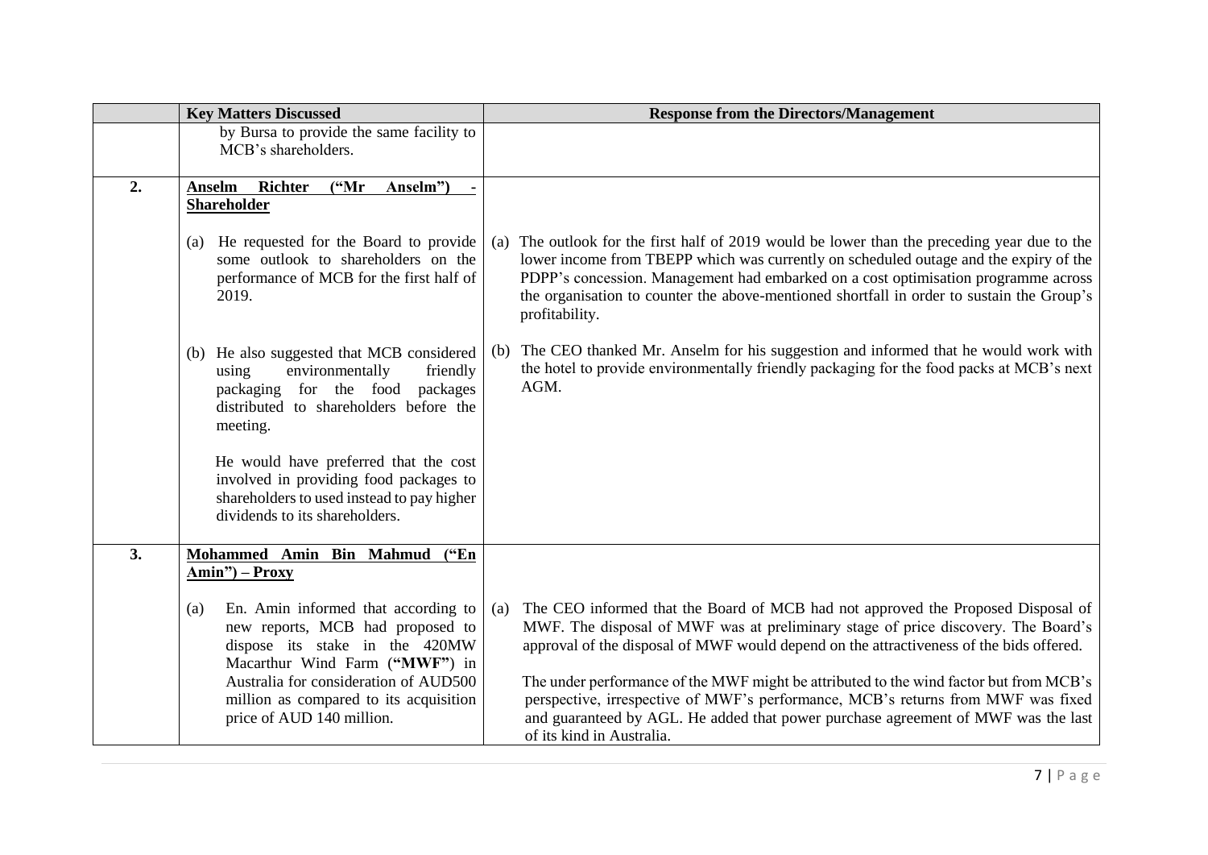| | Key Matters Discussed | Response from the Directors/Management |
|---|---|---|
| | by Bursa to provide the same facility to MCB's shareholders. | |
| **2.** | **<u>Anselm Richter ("Mr Anselm") - Shareholder</u>** | |
| | (a) He requested for the Board to provide some outlook to shareholders on the performance of MCB for the first half of 2019. | (a) The outlook for the first half of 2019 would be lower than the preceding year due to the lower income from TBEPP which was currently on scheduled outage and the expiry of the PDPP's concession. Management had embarked on a cost optimisation programme across the organisation to counter the above-mentioned shortfall in order to sustain the Group's profitability. |
| | (b) He also suggested that MCB considered using environmentally friendly packaging for the food packages distributed to shareholders before the meeting.<br><br>He would have preferred that the cost involved in providing food packages to shareholders to used instead to pay higher dividends to its shareholders. | (b) The CEO thanked Mr. Anselm for his suggestion and informed that he would work with the hotel to provide environmentally friendly packaging for the food packs at MCB's next AGM. |
| **3.** | **<u>Mohammed Amin Bin Mahmud ("En Amin") – Proxy</u>** | |
| | (a) En. Amin informed that according to new reports, MCB had proposed to dispose its stake in the 420MW Macarthur Wind Farm (**"MWF"**) in Australia for consideration of AUD500 million as compared to its acquisition price of AUD 140 million. | (a) The CEO informed that the Board of MCB had not approved the Proposed Disposal of MWF. The disposal of MWF was at preliminary stage of price discovery. The Board's approval of the disposal of MWF would depend on the attractiveness of the bids offered.<br><br>The under performance of the MWF might be attributed to the wind factor but from MCB's perspective, irrespective of MWF's performance, MCB's returns from MWF was fixed and guaranteed by AGL. He added that power purchase agreement of MWF was the last of its kind in Australia. |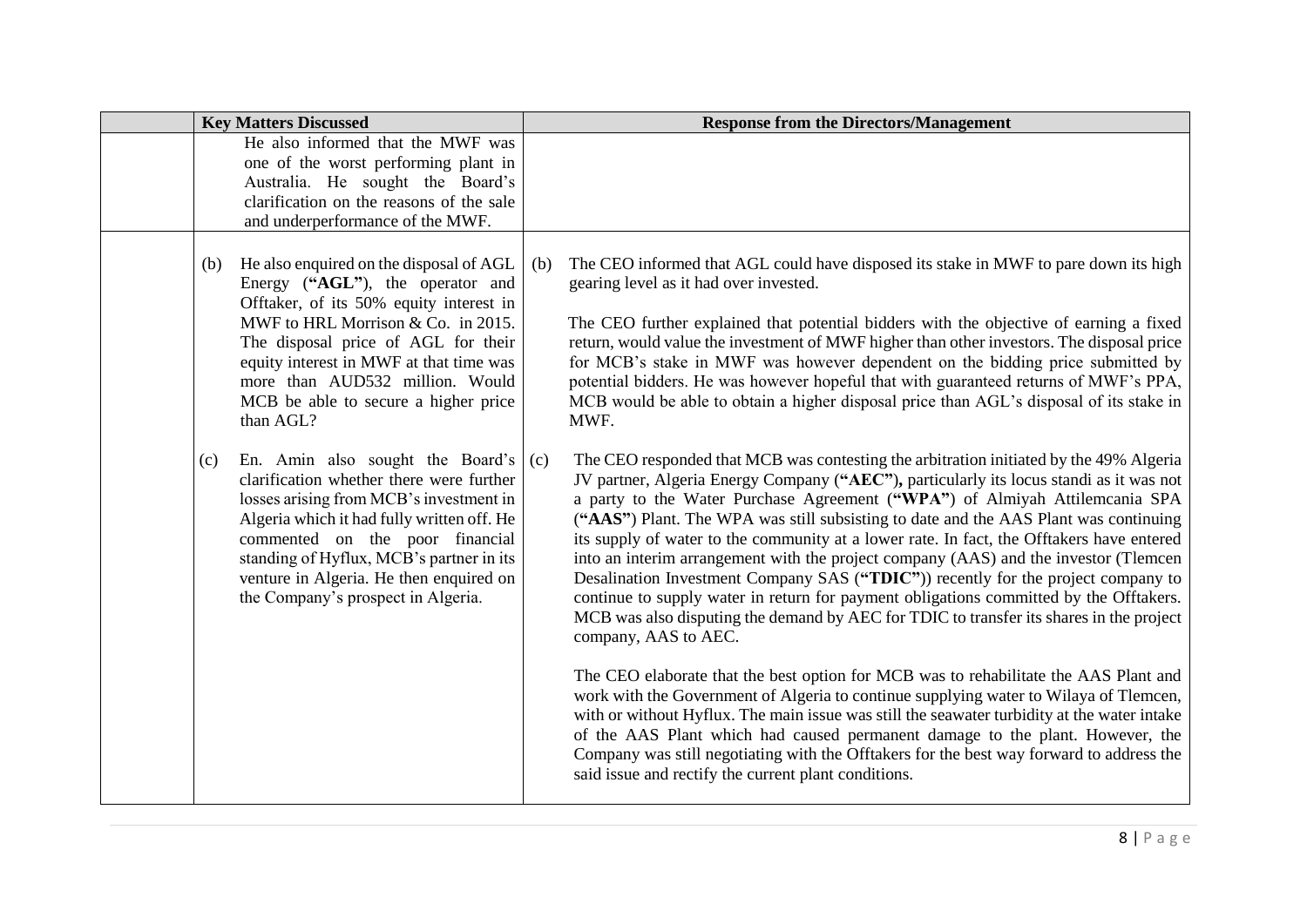|  | Key Matters Discussed | Response from the Directors/Management |
|---|---|---|
|  | He also informed that the MWF was one of the worst performing plant in Australia. He sought the Board's clarification on the reasons of the sale and underperformance of the MWF. |  |
|  | (b) He also enquired on the disposal of AGL Energy (**"AGL"**), the operator and Offtaker, of its 50% equity interest in MWF to HRL Morrison & Co. in 2015. The disposal price of AGL for their equity interest in MWF at that time was more than AUD532 million. Would MCB be able to secure a higher price than AGL?<br><br>(c) En. Amin also sought the Board's clarification whether there were further losses arising from MCB's investment in Algeria which it had fully written off. He commented on the poor financial standing of Hyflux, MCB's partner in its venture in Algeria. He then enquired on the Company's prospect in Algeria. | (b) The CEO informed that AGL could have disposed its stake in MWF to pare down its high gearing level as it had over invested.<br><br>The CEO further explained that potential bidders with the objective of earning a fixed return, would value the investment of MWF higher than other investors. The disposal price for MCB's stake in MWF was however dependent on the bidding price submitted by potential bidders. He was however hopeful that with guaranteed returns of MWF's PPA, MCB would be able to obtain a higher disposal price than AGL's disposal of its stake in MWF.<br><br>(c) The CEO responded that MCB was contesting the arbitration initiated by the 49% Algeria JV partner, Algeria Energy Company (**"AEC"**), particularly its locus standi as it was not a party to the Water Purchase Agreement (**"WPA"**) of Almiyah Attilemcania SPA (**"AAS"**) Plant. The WPA was still subsisting to date and the AAS Plant was continuing its supply of water to the community at a lower rate. In fact, the Offtakers have entered into an interim arrangement with the project company (AAS) and the investor (Tlemcen Desalination Investment Company SAS (**"TDIC"**)) recently for the project company to continue to supply water in return for payment obligations committed by the Offtakers. MCB was also disputing the demand by AEC for TDIC to transfer its shares in the project company, AAS to AEC.<br><br>The CEO elaborate that the best option for MCB was to rehabilitate the AAS Plant and work with the Government of Algeria to continue supplying water to Wilaya of Tlemcen, with or without Hyflux. The main issue was still the seawater turbidity at the water intake of the AAS Plant which had caused permanent damage to the plant. However, the Company was still negotiating with the Offtakers for the best way forward to address the said issue and rectify the current plant conditions. |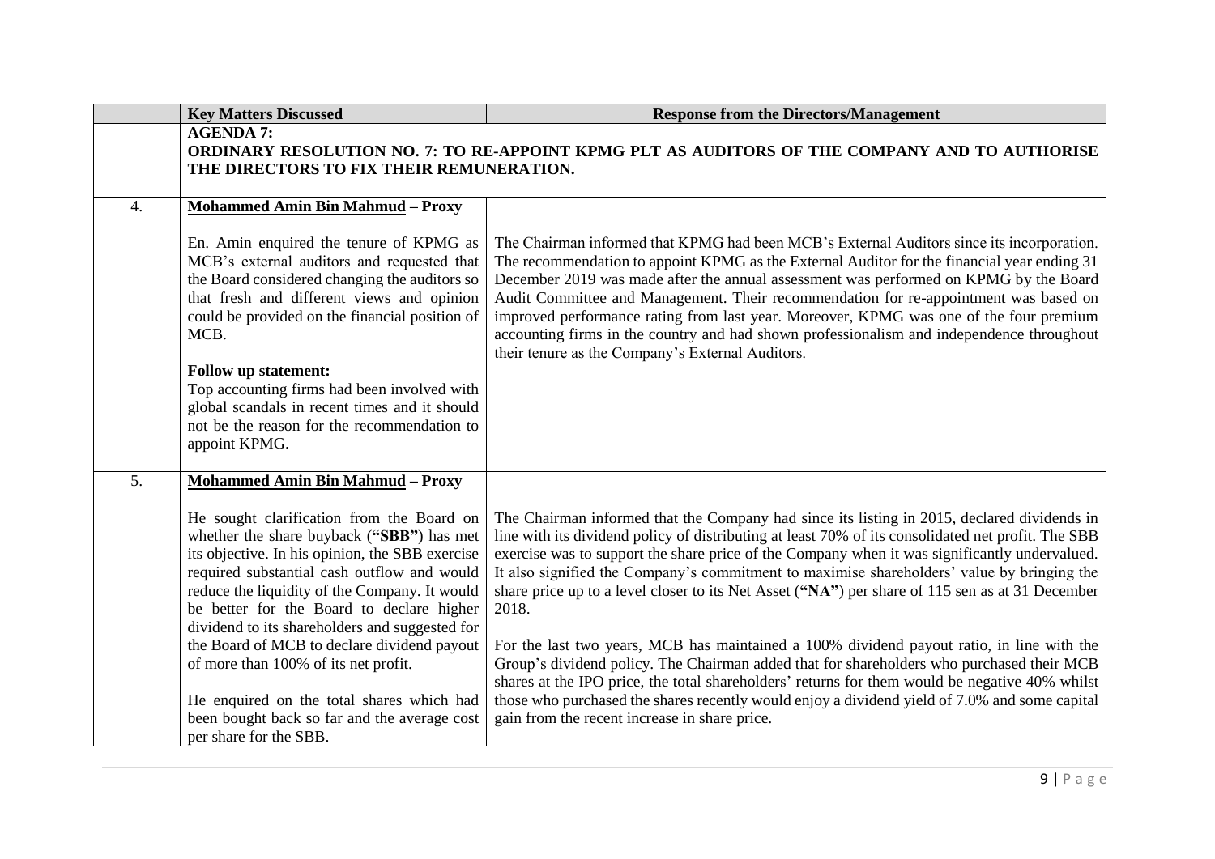| | Key Matters Discussed | Response from the Directors/Management |
|---|---|---|
| | **AGENDA 7:**<br>**ORDINARY RESOLUTION NO. 7: TO RE-APPOINT KPMG PLT AS AUDITORS OF THE COMPANY AND TO AUTHORISE THE DIRECTORS TO FIX THEIR REMUNERATION.** | |
| 4. | **Mohammed Amin Bin Mahmud – Proxy**<br><br>En. Amin enquired the tenure of KPMG as MCB's external auditors and requested that the Board considered changing the auditors so that fresh and different views and opinion could be provided on the financial position of MCB.<br><br>**Follow up statement:**<br>Top accounting firms had been involved with global scandals in recent times and it should not be the reason for the recommendation to appoint KPMG. | The Chairman informed that KPMG had been MCB's External Auditors since its incorporation. The recommendation to appoint KPMG as the External Auditor for the financial year ending 31 December 2019 was made after the annual assessment was performed on KPMG by the Board Audit Committee and Management. Their recommendation for re-appointment was based on improved performance rating from last year. Moreover, KPMG was one of the four premium accounting firms in the country and had shown professionalism and independence throughout their tenure as the Company's External Auditors. |
| 5. | **Mohammed Amin Bin Mahmud – Proxy**<br><br>He sought clarification from the Board on whether the share buyback (**"SBB"**) has met its objective. In his opinion, the SBB exercise required substantial cash outflow and would reduce the liquidity of the Company. It would be better for the Board to declare higher dividend to its shareholders and suggested for the Board of MCB to declare dividend payout of more than 100% of its net profit.<br><br>He enquired on the total shares which had been bought back so far and the average cost per share for the SBB. | The Chairman informed that the Company had since its listing in 2015, declared dividends in line with its dividend policy of distributing at least 70% of its consolidated net profit. The SBB exercise was to support the share price of the Company when it was significantly undervalued. It also signified the Company's commitment to maximise shareholders' value by bringing the share price up to a level closer to its Net Asset (**"NA"**) per share of 115 sen as at 31 December 2018.<br><br>For the last two years, MCB has maintained a 100% dividend payout ratio, in line with the Group's dividend policy. The Chairman added that for shareholders who purchased their MCB shares at the IPO price, the total shareholders' returns for them would be negative 40% whilst those who purchased the shares recently would enjoy a dividend yield of 7.0% and some capital gain from the recent increase in share price. |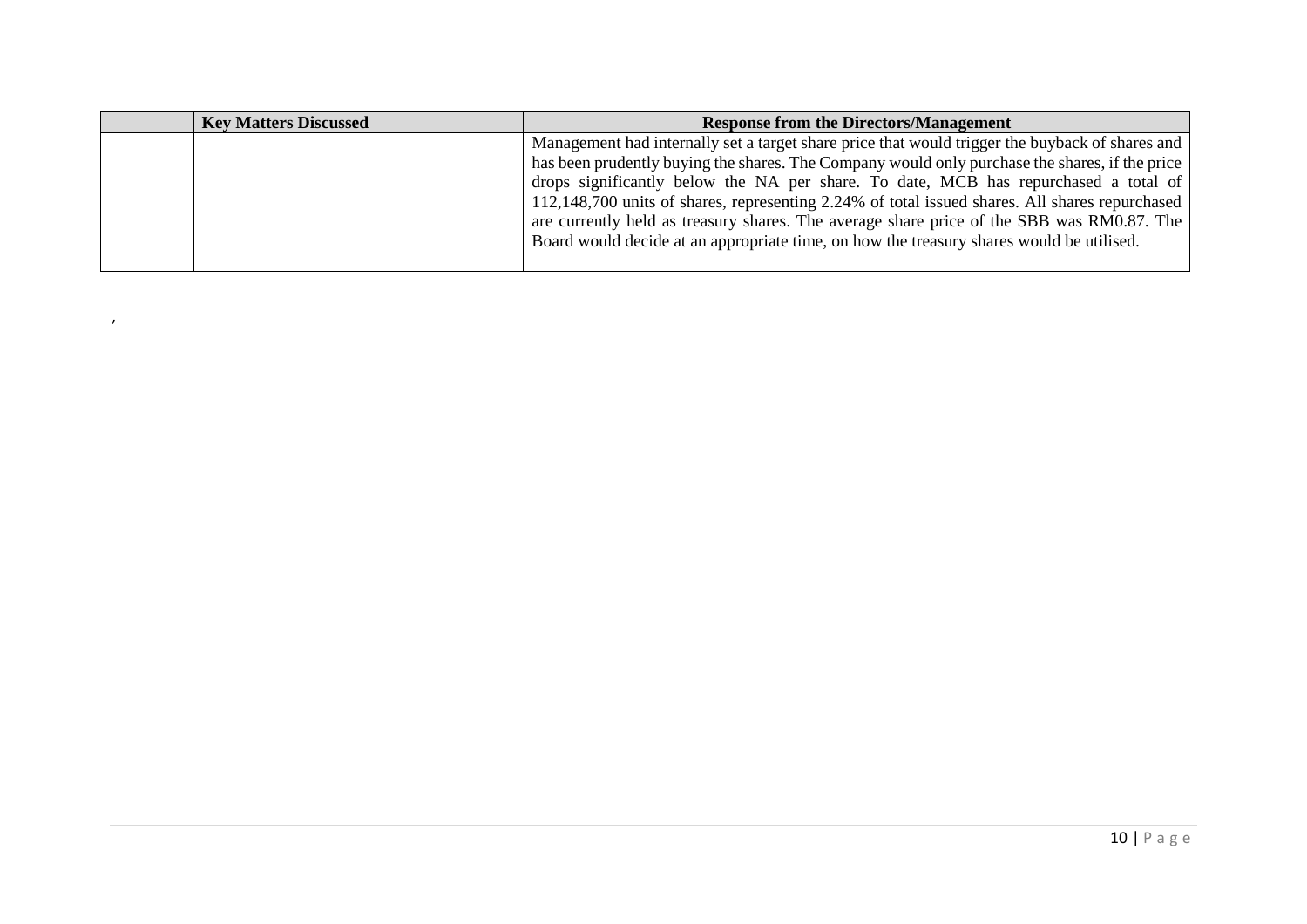| | Key Matters Discussed | Response from the Directors/Management |
|---|---|---|
| | | Management had internally set a target share price that would trigger the buyback of shares and has been prudently buying the shares. The Company would only purchase the shares, if the price drops significantly below the NA per share. To date, MCB has repurchased a total of 112,148,700 units of shares, representing 2.24% of total issued shares. All shares repurchased are currently held as treasury shares. The average share price of the SBB was RM0.87. The Board would decide at an appropriate time, on how the treasury shares would be utilised. |

,